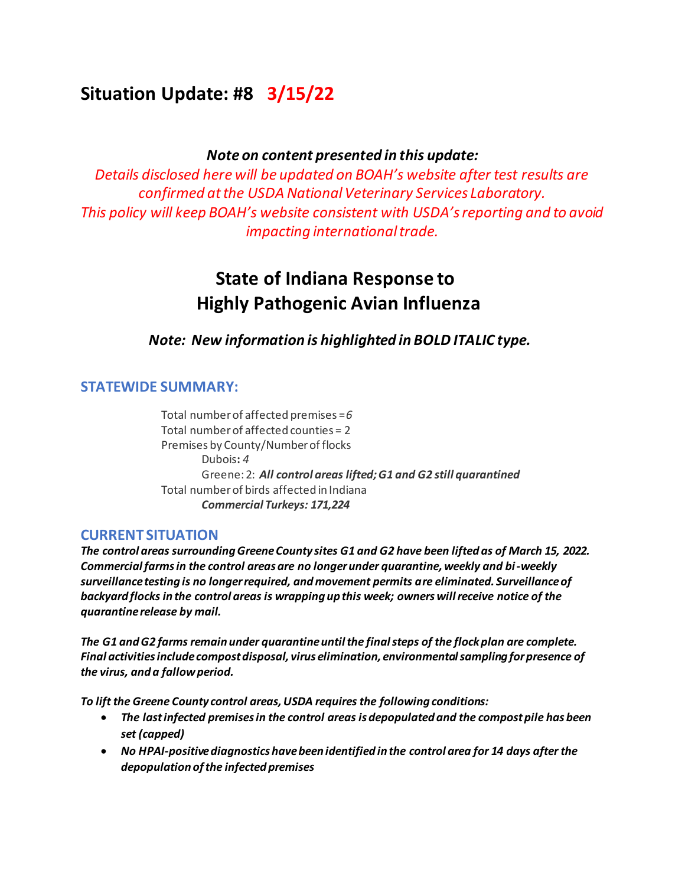# Situation Update: #8 3/15/22

### *Note on content presented in this update:*

*Details disclosed here will be updated on BOAH's website after test results are confirmed at the USDA National Veterinary Services Laboratory. This policy will keep BOAH's website consistent with USDA's reporting and to avoid impacting international trade.*

## State of Indiana Response to Highly Pathogenic Avian Influenza

### *Note: New information is highlighted in BOLD ITALIC type.*

## STATEWIDE SUMMARY:

Total number of affected premises = *6*
Total number of affected counties = 2
Premises by County/Number of flocks
- Dubois**:** *4*
- Greene: 2: ***All control areas lifted; G1 and G2 still quarantined***

Total number of birds affected in Indiana
- ***Commercial Turkeys: 171,224***

## CURRENT SITUATION

***The control areas surrounding Greene County sites G1 and G2 have been lifted as of March 15, 2022. Commercial farms in the control areas are no longer under quarantine, weekly and bi-weekly surveillance testing is no longer required, and movement permits are eliminated. Surveillance of backyard flocks in the control areas is wrapping up this week; owners will receive notice of the quarantine release by mail.***

***The G1 and G2 farms remain under quarantine until the final steps of the flock plan are complete. Final activities include compost disposal, virus elimination, environmental sampling for presence of the virus, and a fallow period.***

***To lift the Greene County control areas, USDA requires the following conditions:***

- ***The last infected premises in the control areas is depopulated and the compost pile has been set (capped)***
- ***No HPAI-positive diagnostics have been identified in the control area for 14 days after the depopulation of the infected premises***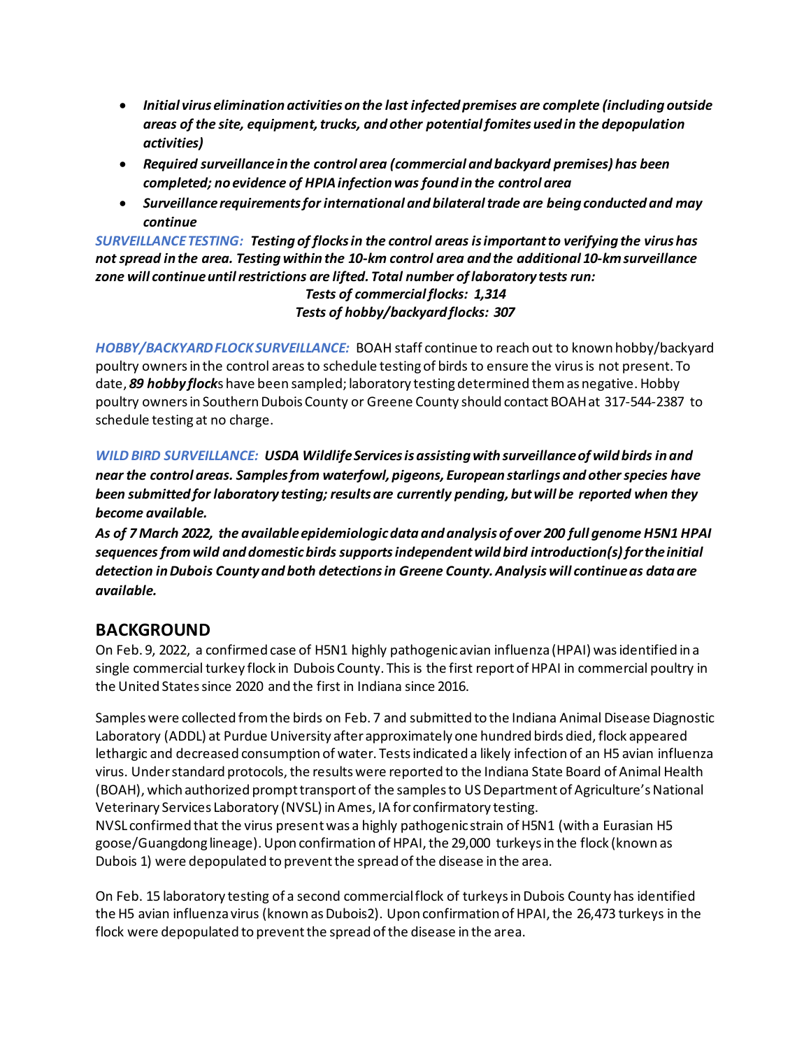- ***Initial virus elimination activities on the last infected premises are complete (including outside areas of the site, equipment, trucks, and other potential fomites used in the depopulation activities)***
- ***Required surveillance in the control area (commercial and backyard premises) has been completed; no evidence of HPIA infection was found in the control area***
- ***Surveillance requirements for international and bilateral trade are being conducted and may continue***

***SURVEILLANCE TESTING:*** ***Testing of flocks in the control areas is important to verifying the virus has not spread in the area. Testing within the 10-km control area and the additional 10-km surveillance zone will continue until restrictions are lifted. Total number of laboratory tests run:***

***Tests of commercial flocks: 1,314***
***Tests of hobby/backyard flocks: 307***

***HOBBY/BACKYARD FLOCK SURVEILLANCE:*** BOAH staff continue to reach out to known hobby/backyard poultry owners in the control areas to schedule testing of birds to ensure the virus is not present. To date, ***89 hobby flock***s have been sampled; laboratory testing determined them as negative. Hobby poultry owners in Southern Dubois County or Greene County should contact BOAH at 317-544-2387 to schedule testing at no charge.

***WILD BIRD SURVEILLANCE:*** ***USDA Wildlife Services is assisting with surveillance of wild birds in and near the control areas. Samples from waterfowl, pigeons, European starlings and other species have been submitted for laboratory testing; results are currently pending, but will be reported when they become available.***

***As of 7 March 2022, the available epidemiologic data and analysis of over 200 full genome H5N1 HPAI sequences from wild and domestic birds supports independent wild bird introduction(s) for the initial detection in Dubois County and both detections in Greene County. Analysis will continue as data are available.***

## BACKGROUND

On Feb. 9, 2022, a confirmed case of H5N1 highly pathogenic avian influenza (HPAI) was identified in a single commercial turkey flock in Dubois County. This is the first report of HPAI in commercial poultry in the United States since 2020 and the first in Indiana since 2016.

Samples were collected from the birds on Feb. 7 and submitted to the Indiana Animal Disease Diagnostic Laboratory (ADDL) at Purdue University after approximately one hundred birds died, flock appeared lethargic and decreased consumption of water. Tests indicated a likely infection of an H5 avian influenza virus. Under standard protocols, the results were reported to the Indiana State Board of Animal Health (BOAH), which authorized prompt transport of the samples to US Department of Agriculture's National Veterinary Services Laboratory (NVSL) in Ames, IA for confirmatory testing.
NVSL confirmed that the virus present was a highly pathogenic strain of H5N1 (with a Eurasian H5 goose/Guangdong lineage). Upon confirmation of HPAI, the 29,000 turkeys in the flock (known as Dubois 1) were depopulated to prevent the spread of the disease in the area.

On Feb. 15 laboratory testing of a second commercial flock of turkeys in Dubois County has identified the H5 avian influenza virus (known as Dubois2). Upon confirmation of HPAI, the 26,473 turkeys in the flock were depopulated to prevent the spread of the disease in the area.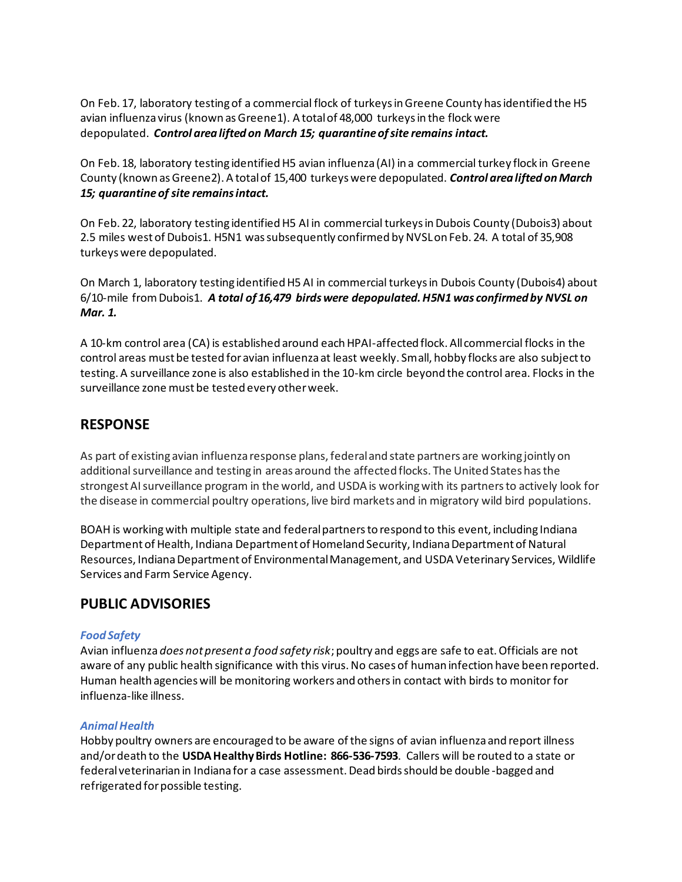On Feb. 17, laboratory testing of a commercial flock of turkeys in Greene County has identified the H5 avian influenza virus (known as Greene1). A total of 48,000 turkeys in the flock were depopulated. ***Control area lifted on March 15; quarantine of site remains intact.***

On Feb. 18, laboratory testing identified H5 avian influenza (AI) in a commercial turkey flock in Greene County (known as Greene2). A total of 15,400 turkeys were depopulated. ***Control area lifted on March 15; quarantine of site remains intact.***

On Feb. 22, laboratory testing identified H5 AI in commercial turkeys in Dubois County (Dubois3) about 2.5 miles west of Dubois1. H5N1 was subsequently confirmed by NVSL on Feb. 24. A total of 35,908 turkeys were depopulated.

On March 1, laboratory testing identified H5 AI in commercial turkeys in Dubois County (Dubois4) about 6/10-mile from Dubois1. ***A total of 16,479 birds were depopulated. H5N1 was confirmed by NVSL on Mar. 1.***

A 10-km control area (CA) is established around each HPAI-affected flock. All commercial flocks in the control areas must be tested for avian influenza at least weekly. Small, hobby flocks are also subject to testing. A surveillance zone is also established in the 10-km circle beyond the control area. Flocks in the surveillance zone must be tested every other week.

## RESPONSE

As part of existing avian influenza response plans, federal and state partners are working jointly on additional surveillance and testing in areas around the affected flocks. The United States has the strongest AI surveillance program in the world, and USDA is working with its partners to actively look for the disease in commercial poultry operations, live bird markets and in migratory wild bird populations.

BOAH is working with multiple state and federal partners to respond to this event, including Indiana Department of Health, Indiana Department of Homeland Security, Indiana Department of Natural Resources, Indiana Department of Environmental Management, and USDA Veterinary Services, Wildlife Services and Farm Service Agency.

## PUBLIC ADVISORIES

### *Food Safety*

Avian influenza *does not present a food safety risk*; poultry and eggs are safe to eat. Officials are not aware of any public health significance with this virus. No cases of human infection have been reported. Human health agencies will be monitoring workers and others in contact with birds to monitor for influenza-like illness.

### *Animal Health*

Hobby poultry owners are encouraged to be aware of the signs of avian influenza and report illness and/or death to the **USDA Healthy Birds Hotline: 866-536-7593**. Callers will be routed to a state or federal veterinarian in Indiana for a case assessment. Dead birds should be double-bagged and refrigerated for possible testing.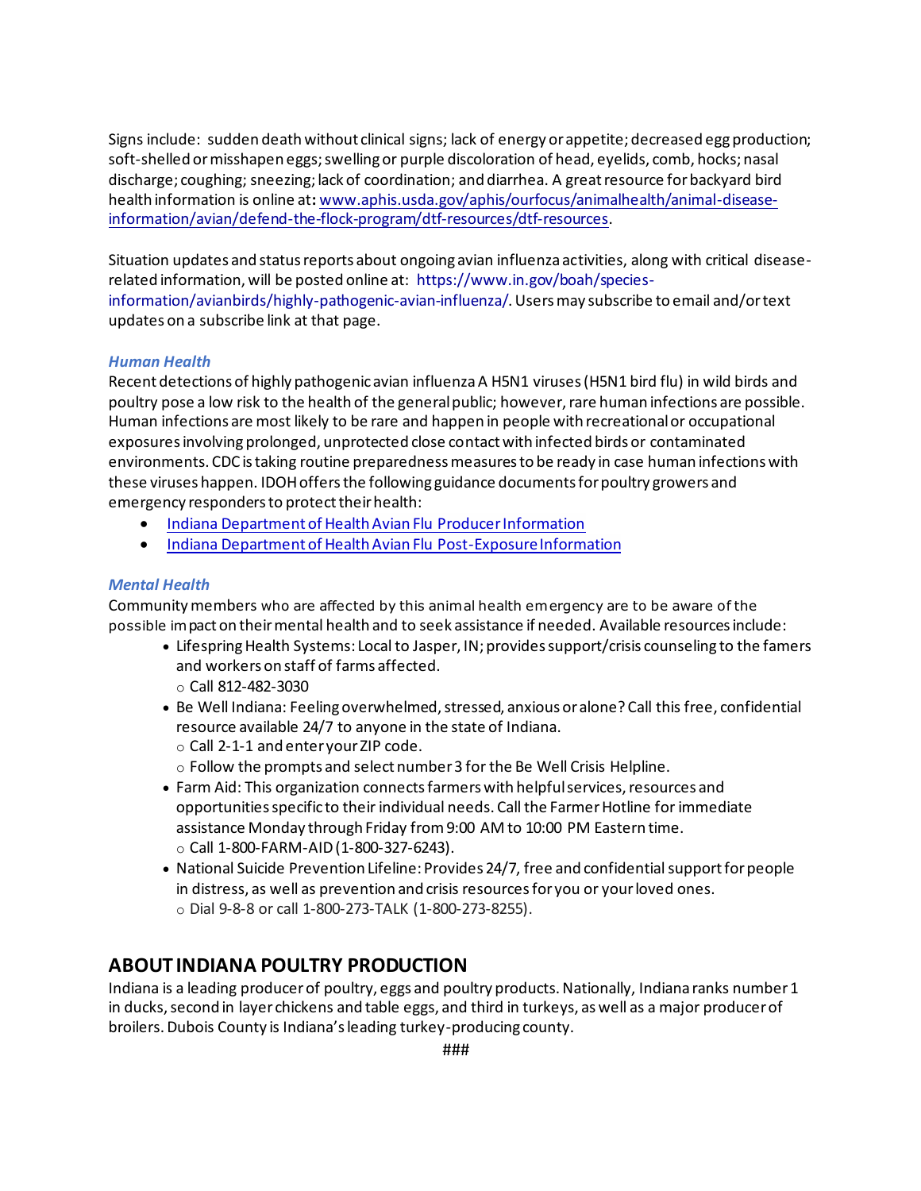Signs include: sudden death without clinical signs; lack of energy or appetite; decreased egg production; soft-shelled or misshapen eggs; swelling or purple discoloration of head, eyelids, comb, hocks; nasal discharge; coughing; sneezing; lack of coordination; and diarrhea. A great resource for backyard bird health information is online at**:** [www.aphis.usda.gov/aphis/ourfocus/animalhealth/animal-disease-information/avian/defend-the-flock-program/dtf-resources/dtf-resources](www.aphis.usda.gov/aphis/ourfocus/animalhealth/animal-disease-information/avian/defend-the-flock-program/dtf-resources/dtf-resources).

Situation updates and status reports about ongoing avian influenza activities, along with critical disease-related information, will be posted online at: https://www.in.gov/boah/species-information/avianbirds/highly-pathogenic-avian-influenza/. Users may subscribe to email and/or text updates on a subscribe link at that page.

### *Human Health*

Recent detections of highly pathogenic avian influenza A H5N1 viruses (H5N1 bird flu) in wild birds and poultry pose a low risk to the health of the general public; however, rare human infections are possible. Human infections are most likely to be rare and happen in people with recreational or occupational exposures involving prolonged, unprotected close contact with infected birds or contaminated environments. CDC is taking routine preparedness measures to be ready in case human infections with these viruses happen. IDOH offers the following guidance documents for poultry growers and emergency responders to protect their health:

- Indiana Department of Health Avian Flu Producer Information
- Indiana Department of Health Avian Flu Post-Exposure Information

### *Mental Health*

Community members who are affected by this animal health emergency are to be aware of the possible impact on their mental health and to seek assistance if needed. Available resources include:

- Lifespring Health Systems: Local to Jasper, IN; provides support/crisis counseling to the famers and workers on staff of farms affected.
  - Call 812-482-3030
- Be Well Indiana: Feeling overwhelmed, stressed, anxious or alone? Call this free, confidential resource available 24/7 to anyone in the state of Indiana.
  - Call 2-1-1 and enter your ZIP code.
  - Follow the prompts and select number 3 for the Be Well Crisis Helpline.
- Farm Aid: This organization connects farmers with helpful services, resources and opportunities specific to their individual needs. Call the Farmer Hotline for immediate assistance Monday through Friday from 9:00 AM to 10:00 PM Eastern time.
  - Call 1-800-FARM-AID (1-800-327-6243).
- National Suicide Prevention Lifeline: Provides 24/7, free and confidential support for people in distress, as well as prevention and crisis resources for you or your loved ones.
  - Dial 9-8-8 or call 1-800-273-TALK (1-800-273-8255).

## ABOUT INDIANA POULTRY PRODUCTION

Indiana is a leading producer of poultry, eggs and poultry products. Nationally, Indiana ranks number 1 in ducks, second in layer chickens and table eggs, and third in turkeys, as well as a major producer of broilers. Dubois County is Indiana's leading turkey-producing county.

###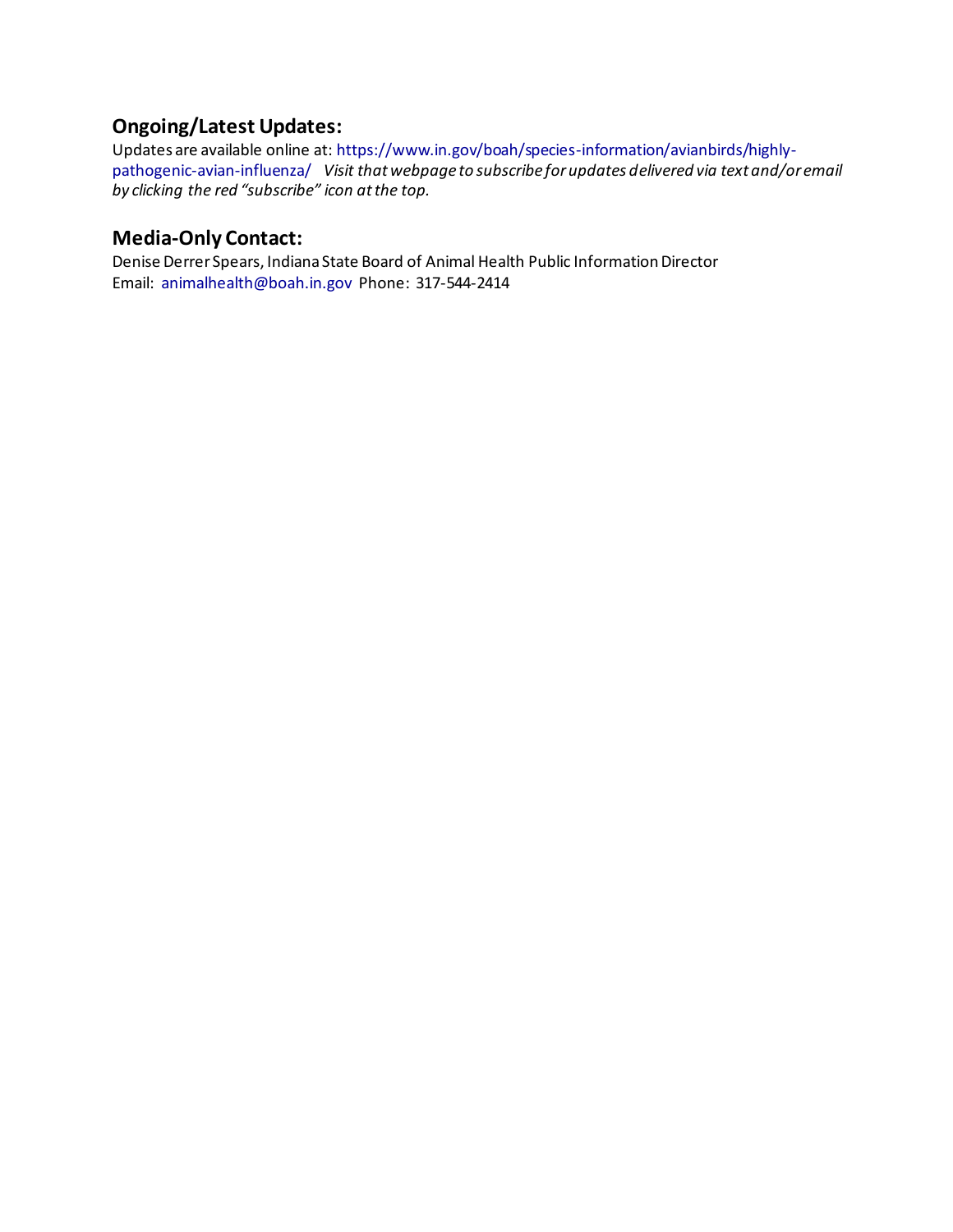## Ongoing/Latest Updates:

Updates are available online at: https://www.in.gov/boah/species-information/avianbirds/highly-pathogenic-avian-influenza/ *Visit that webpage to subscribe for updates delivered via text and/or email by clicking the red "subscribe" icon at the top.*

## Media-Only Contact:

Denise Derrer Spears, Indiana State Board of Animal Health Public Information Director
Email: animalhealth@boah.in.gov Phone: 317-544-2414